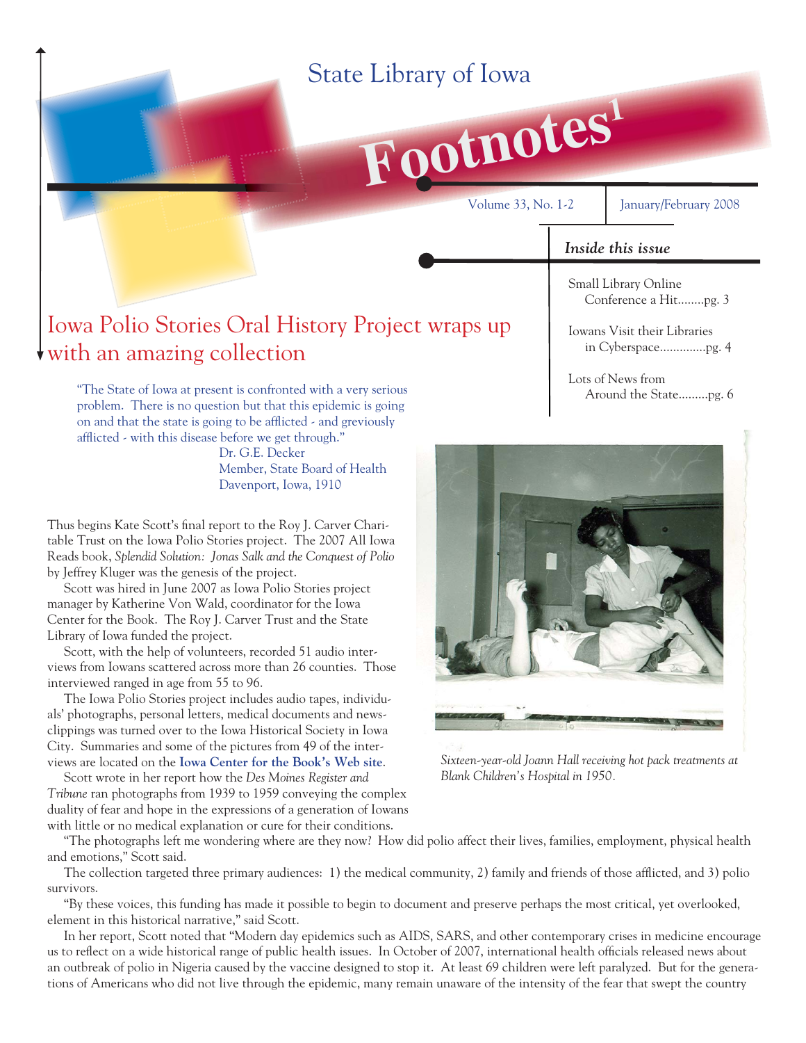State Library of Iowa

# Footnotes[1]

Volume 33, No. 1-2 | January/February 2008

*Inside this issue*

Small Library Online Conference a Hit........pg. 3

Iowans Visit their Libraries in Cyberspace..............pg. 4

Lots of News from Around the State.........pg. 6

## Iowa Polio Stories Oral History Project wraps up with an amazing collection

> "The State of Iowa at present is confronted with a very serious problem. There is no question but that this epidemic is going on and that the state is going to be afflicted - and greviously afflicted - with this disease before we get through."
>
> Dr. G.E. Decker
> Member, State Board of Health
> Davenport, Iowa, 1910

Thus begins Kate Scott's final report to the Roy J. Carver Charitable Trust on the Iowa Polio Stories project. The 2007 All Iowa Reads book, *Splendid Solution: Jonas Salk and the Conquest of Polio* by Jeffrey Kluger was the genesis of the project.

Scott was hired in June 2007 as Iowa Polio Stories project manager by Katherine Von Wald, coordinator for the Iowa Center for the Book. The Roy J. Carver Trust and the State Library of Iowa funded the project.

Scott, with the help of volunteers, recorded 51 audio interviews from Iowans scattered across more than 26 counties. Those interviewed ranged in age from 55 to 96.

The Iowa Polio Stories project includes audio tapes, individuals' photographs, personal letters, medical documents and newsclippings was turned over to the Iowa Historical Society in Iowa City. Summaries and some of the pictures from 49 of the interviews are located on the **Iowa Center for the Book's Web site**.

Scott wrote in her report how the *Des Moines Register and Tribune* ran photographs from 1939 to 1959 conveying the complex duality of fear and hope in the expressions of a generation of Iowans with little or no medical explanation or cure for their conditions.

*Sixteen-year-old Joann Hall receiving hot pack treatments at Blank Children's Hospital in 1950.*

"The photographs left me wondering where are they now? How did polio affect their lives, families, employment, physical health and emotions," Scott said.

The collection targeted three primary audiences: 1) the medical community, 2) family and friends of those afflicted, and 3) polio survivors.

"By these voices, this funding has made it possible to begin to document and preserve perhaps the most critical, yet overlooked, element in this historical narrative," said Scott.

In her report, Scott noted that "Modern day epidemics such as AIDS, SARS, and other contemporary crises in medicine encourage us to reflect on a wide historical range of public health issues. In October of 2007, international health officials released news about an outbreak of polio in Nigeria caused by the vaccine designed to stop it. At least 69 children were left paralyzed. But for the generations of Americans who did not live through the epidemic, many remain unaware of the intensity of the fear that swept the country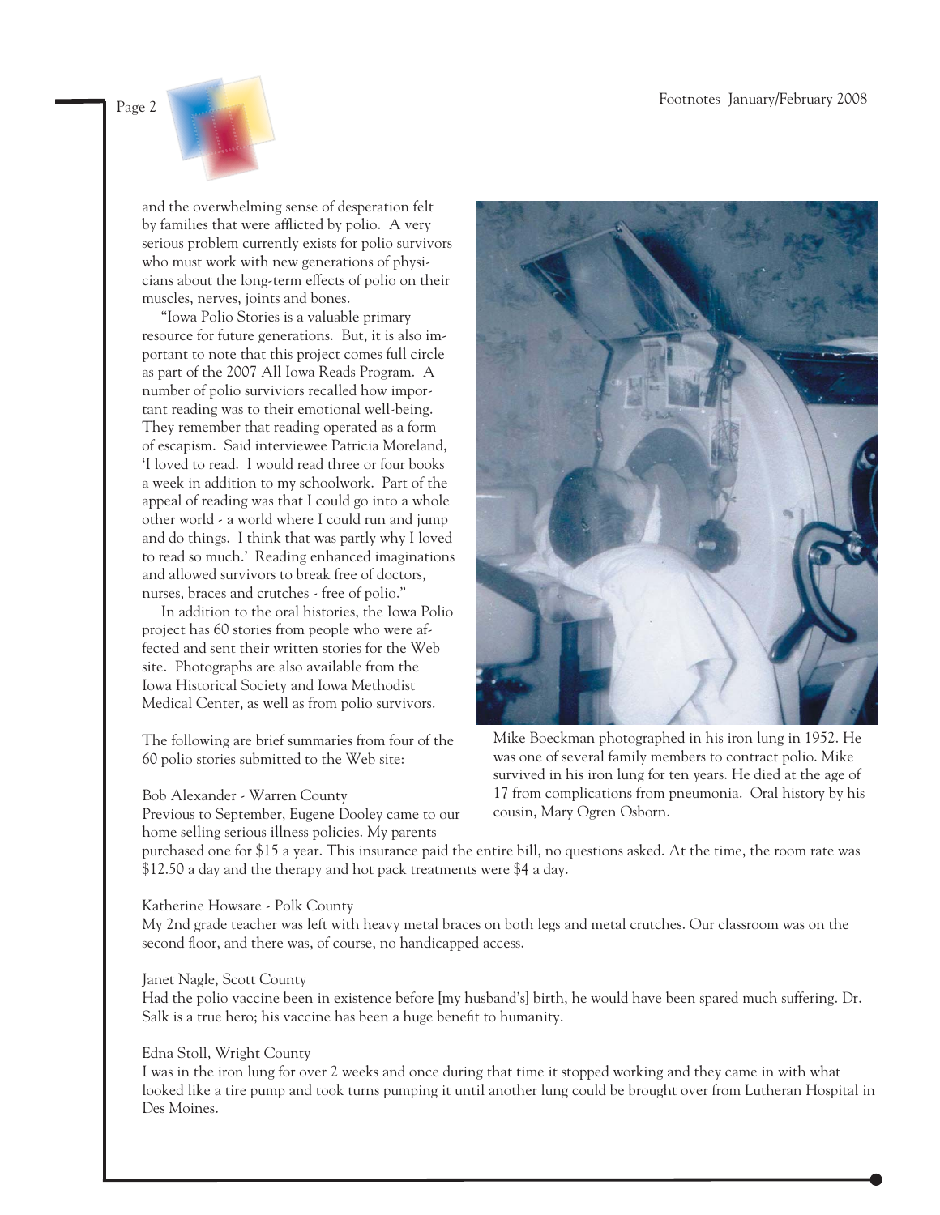and the overwhelming sense of desperation felt by families that were afflicted by polio. A very serious problem currently exists for polio survivors who must work with new generations of physicians about the long-term effects of polio on their muscles, nerves, joints and bones.

"Iowa Polio Stories is a valuable primary resource for future generations. But, it is also important to note that this project comes full circle as part of the 2007 All Iowa Reads Program. A number of polio surviviors recalled how important reading was to their emotional well-being. They remember that reading operated as a form of escapism. Said interviewee Patricia Moreland, 'I loved to read. I would read three or four books a week in addition to my schoolwork. Part of the appeal of reading was that I could go into a whole other world - a world where I could run and jump and do things. I think that was partly why I loved to read so much.' Reading enhanced imaginations and allowed survivors to break free of doctors, nurses, braces and crutches - free of polio."

In addition to the oral histories, the Iowa Polio project has 60 stories from people who were affected and sent their written stories for the Web site. Photographs are also available from the Iowa Historical Society and Iowa Methodist Medical Center, as well as from polio survivors.

Mike Boeckman photographed in his iron lung in 1952. He was one of several family members to contract polio. Mike survived in his iron lung for ten years. He died at the age of 17 from complications from pneumonia. Oral history by his cousin, Mary Ogren Osborn.

The following are brief summaries from four of the 60 polio stories submitted to the Web site:

Bob Alexander - Warren County
Previous to September, Eugene Dooley came to our home selling serious illness policies. My parents purchased one for $15 a year. This insurance paid the entire bill, no questions asked. At the time, the room rate was $12.50 a day and the therapy and hot pack treatments were $4 a day.

Katherine Howsare - Polk County
My 2nd grade teacher was left with heavy metal braces on both legs and metal crutches. Our classroom was on the second floor, and there was, of course, no handicapped access.

Janet Nagle, Scott County
Had the polio vaccine been in existence before [my husband's] birth, he would have been spared much suffering. Dr. Salk is a true hero; his vaccine has been a huge benefit to humanity.

Edna Stoll, Wright County
I was in the iron lung for over 2 weeks and once during that time it stopped working and they came in with what looked like a tire pump and took turns pumping it until another lung could be brought over from Lutheran Hospital in Des Moines.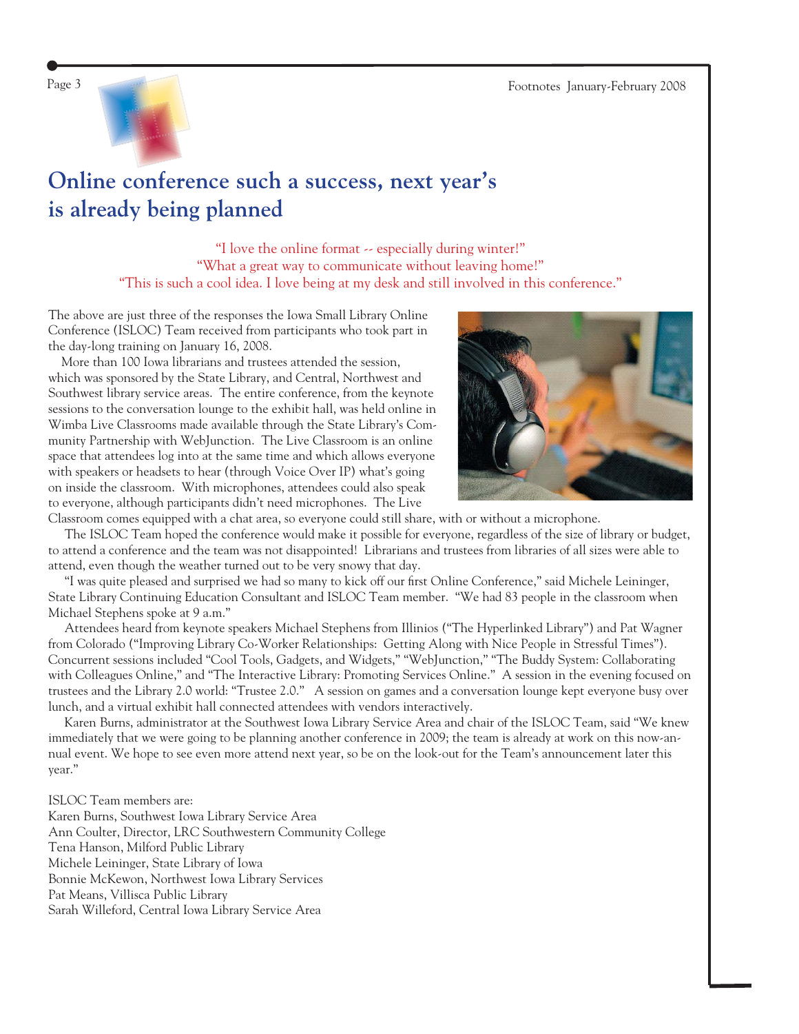# Online conference such a success, next year's is already being planned

"I love the online format -- especially during winter!"
"What a great way to communicate without leaving home!"
"This is such a cool idea. I love being at my desk and still involved in this conference."

The above are just three of the responses the Iowa Small Library Online Conference (ISLOC) Team received from participants who took part in the day-long training on January 16, 2008.

More than 100 Iowa librarians and trustees attended the session, which was sponsored by the State Library, and Central, Northwest and Southwest library service areas. The entire conference, from the keynote sessions to the conversation lounge to the exhibit hall, was held online in Wimba Live Classrooms made available through the State Library's Community Partnership with WebJunction. The Live Classroom is an online space that attendees log into at the same time and which allows everyone with speakers or headsets to hear (through Voice Over IP) what's going on inside the classroom. With microphones, attendees could also speak to everyone, although participants didn't need microphones. The Live Classroom comes equipped with a chat area, so everyone could still share, with or without a microphone.

The ISLOC Team hoped the conference would make it possible for everyone, regardless of the size of library or budget, to attend a conference and the team was not disappointed! Librarians and trustees from libraries of all sizes were able to attend, even though the weather turned out to be very snowy that day.

"I was quite pleased and surprised we had so many to kick off our first Online Conference," said Michele Leininger, State Library Continuing Education Consultant and ISLOC Team member. "We had 83 people in the classroom when Michael Stephens spoke at 9 a.m."

Attendees heard from keynote speakers Michael Stephens from Illinios ("The Hyperlinked Library") and Pat Wagner from Colorado ("Improving Library Co-Worker Relationships: Getting Along with Nice People in Stressful Times"). Concurrent sessions included "Cool Tools, Gadgets, and Widgets," "WebJunction," "The Buddy System: Collaborating with Colleagues Online," and "The Interactive Library: Promoting Services Online." A session in the evening focused on trustees and the Library 2.0 world: "Trustee 2.0." A session on games and a conversation lounge kept everyone busy over lunch, and a virtual exhibit hall connected attendees with vendors interactively.

Karen Burns, administrator at the Southwest Iowa Library Service Area and chair of the ISLOC Team, said "We knew immediately that we were going to be planning another conference in 2009; the team is already at work on this now-annual event. We hope to see even more attend next year, so be on the look-out for the Team's announcement later this year."

ISLOC Team members are:
Karen Burns, Southwest Iowa Library Service Area
Ann Coulter, Director, LRC Southwestern Community College
Tena Hanson, Milford Public Library
Michele Leininger, State Library of Iowa
Bonnie McKewon, Northwest Iowa Library Services
Pat Means, Villisca Public Library
Sarah Willeford, Central Iowa Library Service Area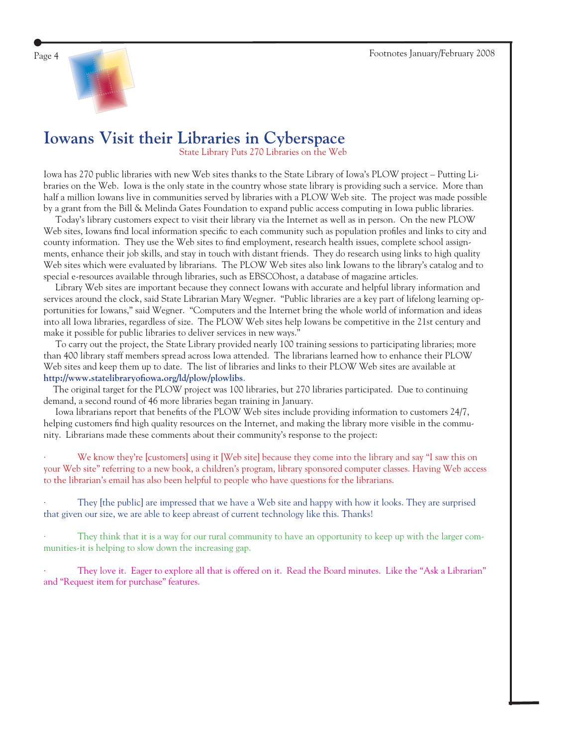# Iowans Visit their Libraries in Cyberspace

State Library Puts 270 Libraries on the Web

Iowa has 270 public libraries with new Web sites thanks to the State Library of Iowa's PLOW project – Putting Libraries on the Web. Iowa is the only state in the country whose state library is providing such a service. More than half a million Iowans live in communities served by libraries with a PLOW Web site. The project was made possible by a grant from the Bill & Melinda Gates Foundation to expand public access computing in Iowa public libraries.

Today's library customers expect to visit their library via the Internet as well as in person. On the new PLOW Web sites, Iowans find local information specific to each community such as population profiles and links to city and county information. They use the Web sites to find employment, research health issues, complete school assignments, enhance their job skills, and stay in touch with distant friends. They do research using links to high quality Web sites which were evaluated by librarians. The PLOW Web sites also link Iowans to the library's catalog and to special e-resources available through libraries, such as EBSCOhost, a database of magazine articles.

Library Web sites are important because they connect Iowans with accurate and helpful library information and services around the clock, said State Librarian Mary Wegner. "Public libraries are a key part of lifelong learning opportunities for Iowans," said Wegner. "Computers and the Internet bring the whole world of information and ideas into all Iowa libraries, regardless of size. The PLOW Web sites help Iowans be competitive in the 21st century and make it possible for public libraries to deliver services in new ways."

To carry out the project, the State Library provided nearly 100 training sessions to participating libraries; more than 400 library staff members spread across Iowa attended. The librarians learned how to enhance their PLOW Web sites and keep them up to date. The list of libraries and links to their PLOW Web sites are available at **http://www.statelibraryofiowa.org/ld/plow/plowlibs**.

The original target for the PLOW project was 100 libraries, but 270 libraries participated. Due to continuing demand, a second round of 46 more libraries began training in January.

Iowa librarians report that benefits of the PLOW Web sites include providing information to customers 24/7, helping customers find high quality resources on the Internet, and making the library more visible in the community. Librarians made these comments about their community's response to the project:

- We know they're [customers] using it [Web site] because they come into the library and say "I saw this on your Web site" referring to a new book, a children's program, library sponsored computer classes. Having Web access to the librarian's email has also been helpful to people who have questions for the librarians.

- They [the public] are impressed that we have a Web site and happy with how it looks. They are surprised that given our size, we are able to keep abreast of current technology like this. Thanks!

- They think that it is a way for our rural community to have an opportunity to keep up with the larger communities-it is helping to slow down the increasing gap.

- They love it. Eager to explore all that is offered on it. Read the Board minutes. Like the "Ask a Librarian" and "Request item for purchase" features.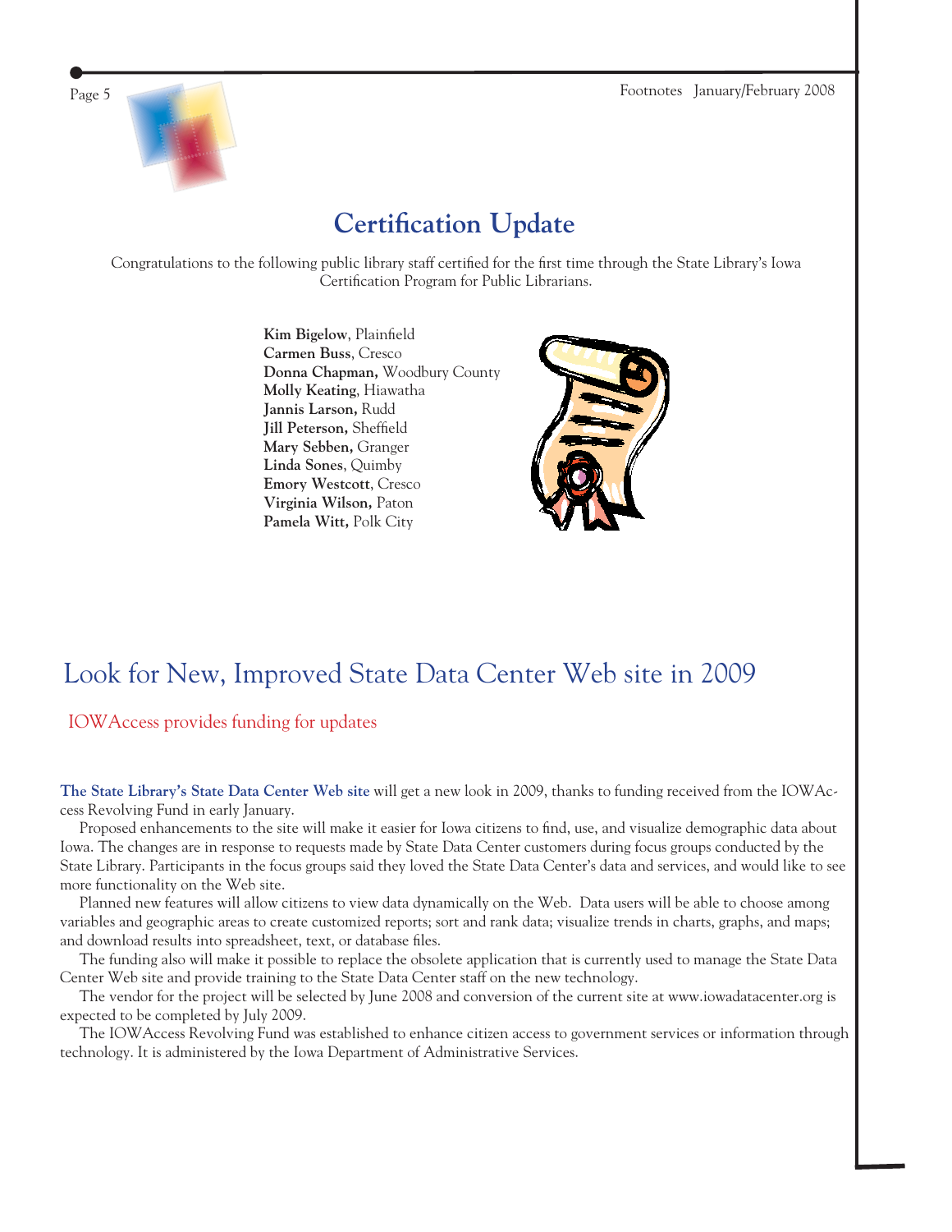# Certification Update

Congratulations to the following public library staff certified for the first time through the State Library's Iowa Certification Program for Public Librarians.

**Kim Bigelow**, Plainfield
**Carmen Buss**, Cresco
**Donna Chapman,** Woodbury County
**Molly Keating**, Hiawatha
**Jannis Larson,** Rudd
**Jill Peterson,** Sheffield
**Mary Sebben,** Granger
**Linda Sones**, Quimby
**Emory Westcott**, Cresco
**Virginia Wilson,** Paton
**Pamela Witt,** Polk City

# Look for New, Improved State Data Center Web site in 2009

## IOWAccess provides funding for updates

**The State Library's State Data Center Web site** will get a new look in 2009, thanks to funding received from the IOWAccess Revolving Fund in early January.

Proposed enhancements to the site will make it easier for Iowa citizens to find, use, and visualize demographic data about Iowa. The changes are in response to requests made by State Data Center customers during focus groups conducted by the State Library. Participants in the focus groups said they loved the State Data Center's data and services, and would like to see more functionality on the Web site.

Planned new features will allow citizens to view data dynamically on the Web. Data users will be able to choose among variables and geographic areas to create customized reports; sort and rank data; visualize trends in charts, graphs, and maps; and download results into spreadsheet, text, or database files.

The funding also will make it possible to replace the obsolete application that is currently used to manage the State Data Center Web site and provide training to the State Data Center staff on the new technology.

The vendor for the project will be selected by June 2008 and conversion of the current site at www.iowadatacenter.org is expected to be completed by July 2009.

The IOWAccess Revolving Fund was established to enhance citizen access to government services or information through technology. It is administered by the Iowa Department of Administrative Services.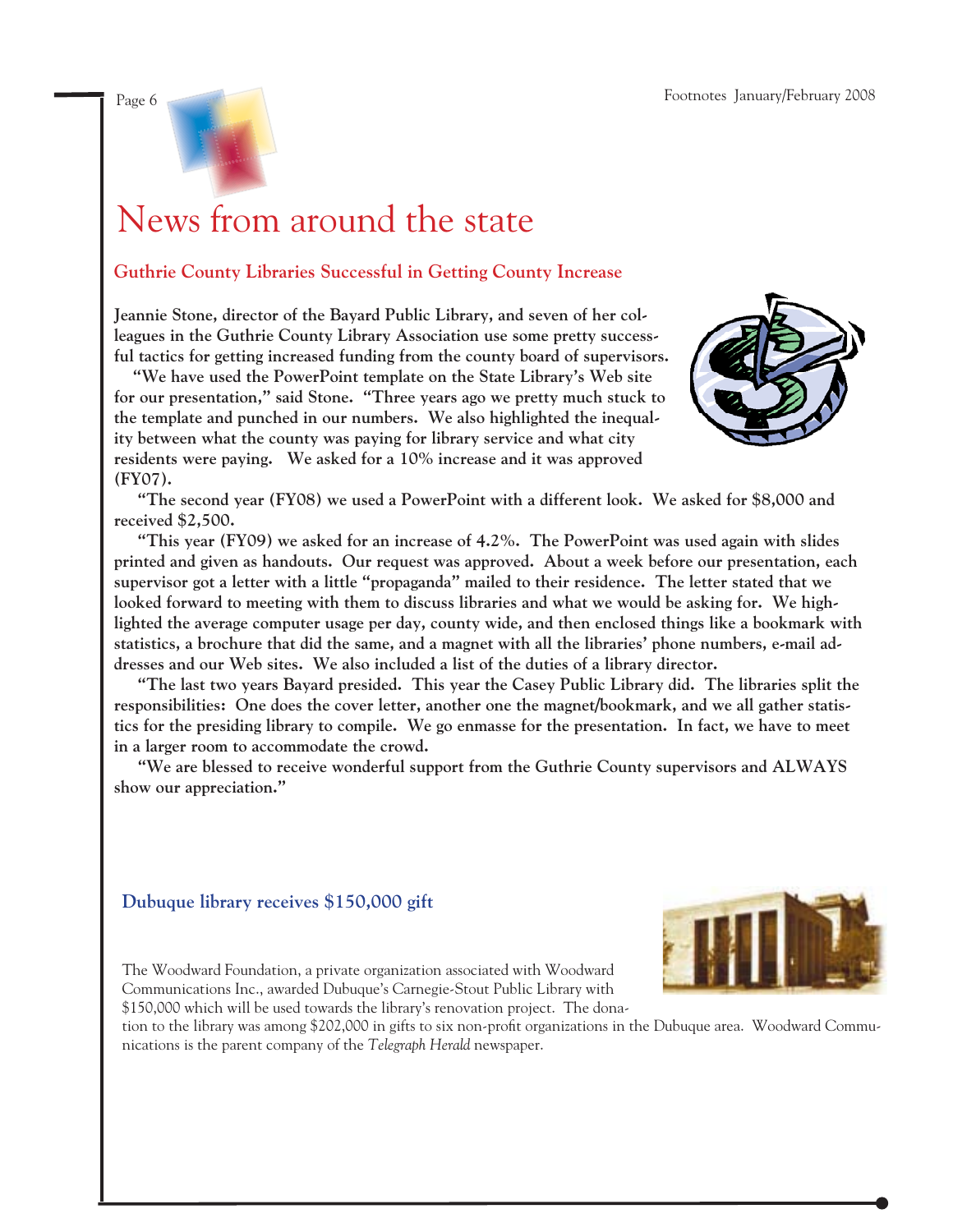# News from around the state

## Guthrie County Libraries Successful in Getting County Increase

**Jeannie Stone, director of the Bayard Public Library, and seven of her colleagues in the Guthrie County Library Association use some pretty successful tactics for getting increased funding from the county board of supervisors.**

**"We have used the PowerPoint template on the State Library's Web site for our presentation," said Stone. "Three years ago we pretty much stuck to the template and punched in our numbers. We also highlighted the inequality between what the county was paying for library service and what city residents were paying. We asked for a 10% increase and it was approved (FY07).**

**"The second year (FY08) we used a PowerPoint with a different look. We asked for $8,000 and received $2,500.**

**"This year (FY09) we asked for an increase of 4.2%. The PowerPoint was used again with slides printed and given as handouts. Our request was approved. About a week before our presentation, each supervisor got a letter with a little "propaganda" mailed to their residence. The letter stated that we looked forward to meeting with them to discuss libraries and what we would be asking for. We highlighted the average computer usage per day, county wide, and then enclosed things like a bookmark with statistics, a brochure that did the same, and a magnet with all the libraries' phone numbers, e-mail addresses and our Web sites. We also included a list of the duties of a library director.**

**"The last two years Bayard presided. This year the Casey Public Library did. The libraries split the responsibilities: One does the cover letter, another one the magnet/bookmark, and we all gather statistics for the presiding library to compile. We go enmasse for the presentation. In fact, we have to meet in a larger room to accommodate the crowd.**

**"We are blessed to receive wonderful support from the Guthrie County supervisors and ALWAYS show our appreciation."**

## Dubuque library receives $150,000 gift

The Woodward Foundation, a private organization associated with Woodward Communications Inc., awarded Dubuque's Carnegie-Stout Public Library with $150,000 which will be used towards the library's renovation project. The donation to the library was among $202,000 in gifts to six non-profit organizations in the Dubuque area. Woodward Communications is the parent company of the *Telegraph Herald* newspaper.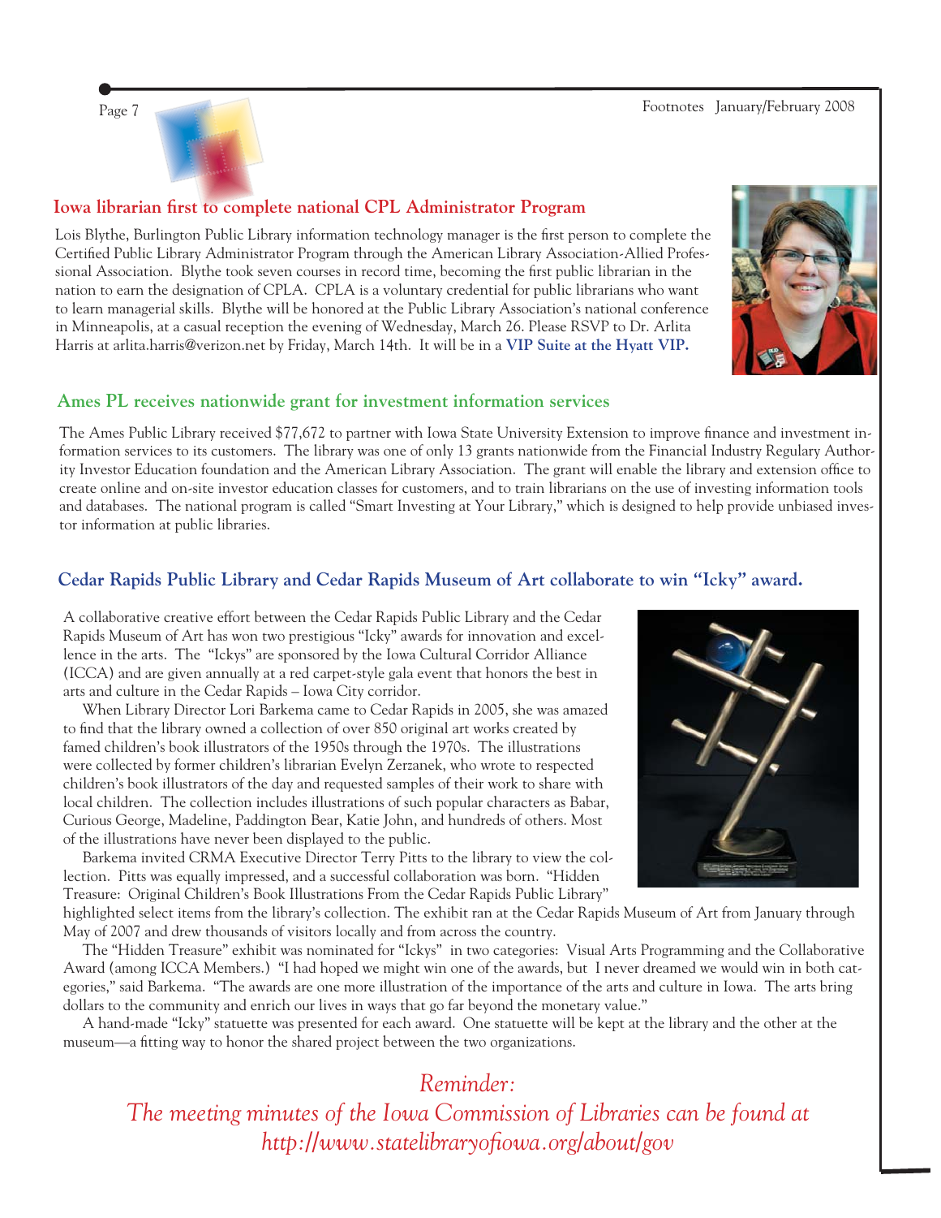## Iowa librarian first to complete national CPL Administrator Program

Lois Blythe, Burlington Public Library information technology manager is the first person to complete the Certified Public Library Administrator Program through the American Library Association-Allied Professional Association. Blythe took seven courses in record time, becoming the first public librarian in the nation to earn the designation of CPLA. CPLA is a voluntary credential for public librarians who want to learn managerial skills. Blythe will be honored at the Public Library Association's national conference in Minneapolis, at a casual reception the evening of Wednesday, March 26. Please RSVP to Dr. Arlita Harris at arlita.harris@verizon.net by Friday, March 14th. It will be in a **VIP Suite at the Hyatt VIP.**

## Ames PL receives nationwide grant for investment information services

The Ames Public Library received $77,672 to partner with Iowa State University Extension to improve finance and investment information services to its customers. The library was one of only 13 grants nationwide from the Financial Industry Regulary Authority Investor Education foundation and the American Library Association. The grant will enable the library and extension office to create online and on-site investor education classes for customers, and to train librarians on the use of investing information tools and databases. The national program is called "Smart Investing at Your Library," which is designed to help provide unbiased investor information at public libraries.

## Cedar Rapids Public Library and Cedar Rapids Museum of Art collaborate to win "Icky" award.

A collaborative creative effort between the Cedar Rapids Public Library and the Cedar Rapids Museum of Art has won two prestigious "Icky" awards for innovation and excellence in the arts. The "Ickys" are sponsored by the Iowa Cultural Corridor Alliance (ICCA) and are given annually at a red carpet-style gala event that honors the best in arts and culture in the Cedar Rapids – Iowa City corridor.

When Library Director Lori Barkema came to Cedar Rapids in 2005, she was amazed to find that the library owned a collection of over 850 original art works created by famed children's book illustrators of the 1950s through the 1970s. The illustrations were collected by former children's librarian Evelyn Zerzanek, who wrote to respected children's book illustrators of the day and requested samples of their work to share with local children. The collection includes illustrations of such popular characters as Babar, Curious George, Madeline, Paddington Bear, Katie John, and hundreds of others. Most of the illustrations have never been displayed to the public.

Barkema invited CRMA Executive Director Terry Pitts to the library to view the collection. Pitts was equally impressed, and a successful collaboration was born. "Hidden Treasure: Original Children's Book Illustrations From the Cedar Rapids Public Library" highlighted select items from the library's collection. The exhibit ran at the Cedar Rapids Museum of Art from January through May of 2007 and drew thousands of visitors locally and from across the country.

The "Hidden Treasure" exhibit was nominated for "Ickys" in two categories: Visual Arts Programming and the Collaborative Award (among ICCA Members.) "I had hoped we might win one of the awards, but I never dreamed we would win in both categories," said Barkema. "The awards are one more illustration of the importance of the arts and culture in Iowa. The arts bring dollars to the community and enrich our lives in ways that go far beyond the monetary value."

A hand-made "Icky" statuette was presented for each award. One statuette will be kept at the library and the other at the museum—a fitting way to honor the shared project between the two organizations.

*Reminder:*
*The meeting minutes of the Iowa Commission of Libraries can be found at http://www.statelibraryofiowa.org/about/gov*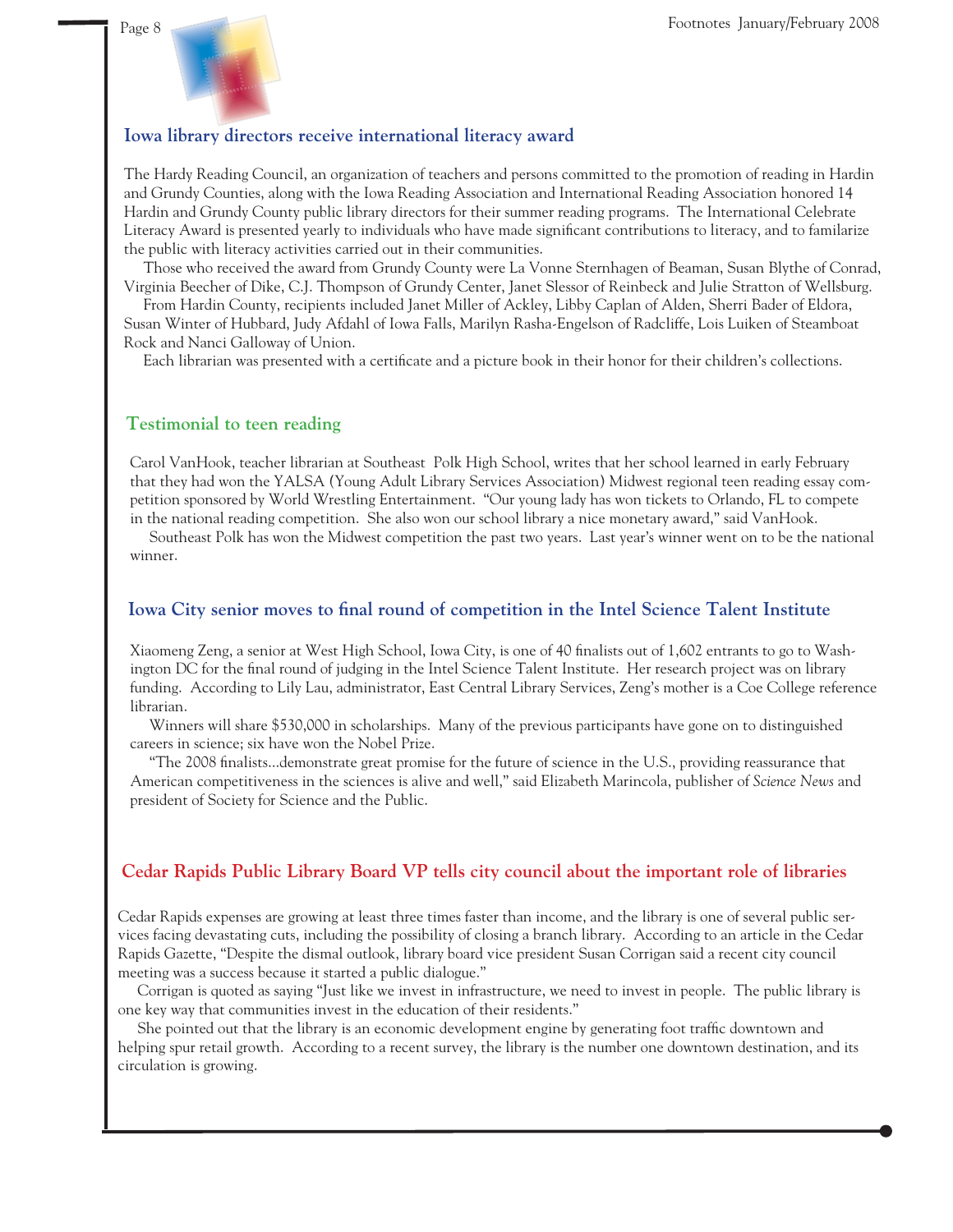## Iowa library directors receive international literacy award

The Hardy Reading Council, an organization of teachers and persons committed to the promotion of reading in Hardin and Grundy Counties, along with the Iowa Reading Association and International Reading Association honored 14 Hardin and Grundy County public library directors for their summer reading programs. The International Celebrate Literacy Award is presented yearly to individuals who have made significant contributions to literacy, and to familarize the public with literacy activities carried out in their communities.

Those who received the award from Grundy County were La Vonne Sternhagen of Beaman, Susan Blythe of Conrad, Virginia Beecher of Dike, C.J. Thompson of Grundy Center, Janet Slessor of Reinbeck and Julie Stratton of Wellsburg.

From Hardin County, recipients included Janet Miller of Ackley, Libby Caplan of Alden, Sherri Bader of Eldora, Susan Winter of Hubbard, Judy Afdahl of Iowa Falls, Marilyn Rasha-Engelson of Radcliffe, Lois Luiken of Steamboat Rock and Nanci Galloway of Union.

Each librarian was presented with a certificate and a picture book in their honor for their children's collections.

## Testimonial to teen reading

Carol VanHook, teacher librarian at Southeast Polk High School, writes that her school learned in early February that they had won the YALSA (Young Adult Library Services Association) Midwest regional teen reading essay competition sponsored by World Wrestling Entertainment. "Our young lady has won tickets to Orlando, FL to compete in the national reading competition. She also won our school library a nice monetary award," said VanHook.

Southeast Polk has won the Midwest competition the past two years. Last year's winner went on to be the national winner.

## Iowa City senior moves to final round of competition in the Intel Science Talent Institute

Xiaomeng Zeng, a senior at West High School, Iowa City, is one of 40 finalists out of 1,602 entrants to go to Washington DC for the final round of judging in the Intel Science Talent Institute. Her research project was on library funding. According to Lily Lau, administrator, East Central Library Services, Zeng's mother is a Coe College reference librarian.

Winners will share $530,000 in scholarships. Many of the previous participants have gone on to distinguished careers in science; six have won the Nobel Prize.

"The 2008 finalists...demonstrate great promise for the future of science in the U.S., providing reassurance that American competitiveness in the sciences is alive and well," said Elizabeth Marincola, publisher of *Science News* and president of Society for Science and the Public.

## Cedar Rapids Public Library Board VP tells city council about the important role of libraries

Cedar Rapids expenses are growing at least three times faster than income, and the library is one of several public services facing devastating cuts, including the possibility of closing a branch library. According to an article in the Cedar Rapids Gazette, "Despite the dismal outlook, library board vice president Susan Corrigan said a recent city council meeting was a success because it started a public dialogue."

Corrigan is quoted as saying "Just like we invest in infrastructure, we need to invest in people. The public library is one key way that communities invest in the education of their residents."

She pointed out that the library is an economic development engine by generating foot traffic downtown and helping spur retail growth. According to a recent survey, the library is the number one downtown destination, and its circulation is growing.